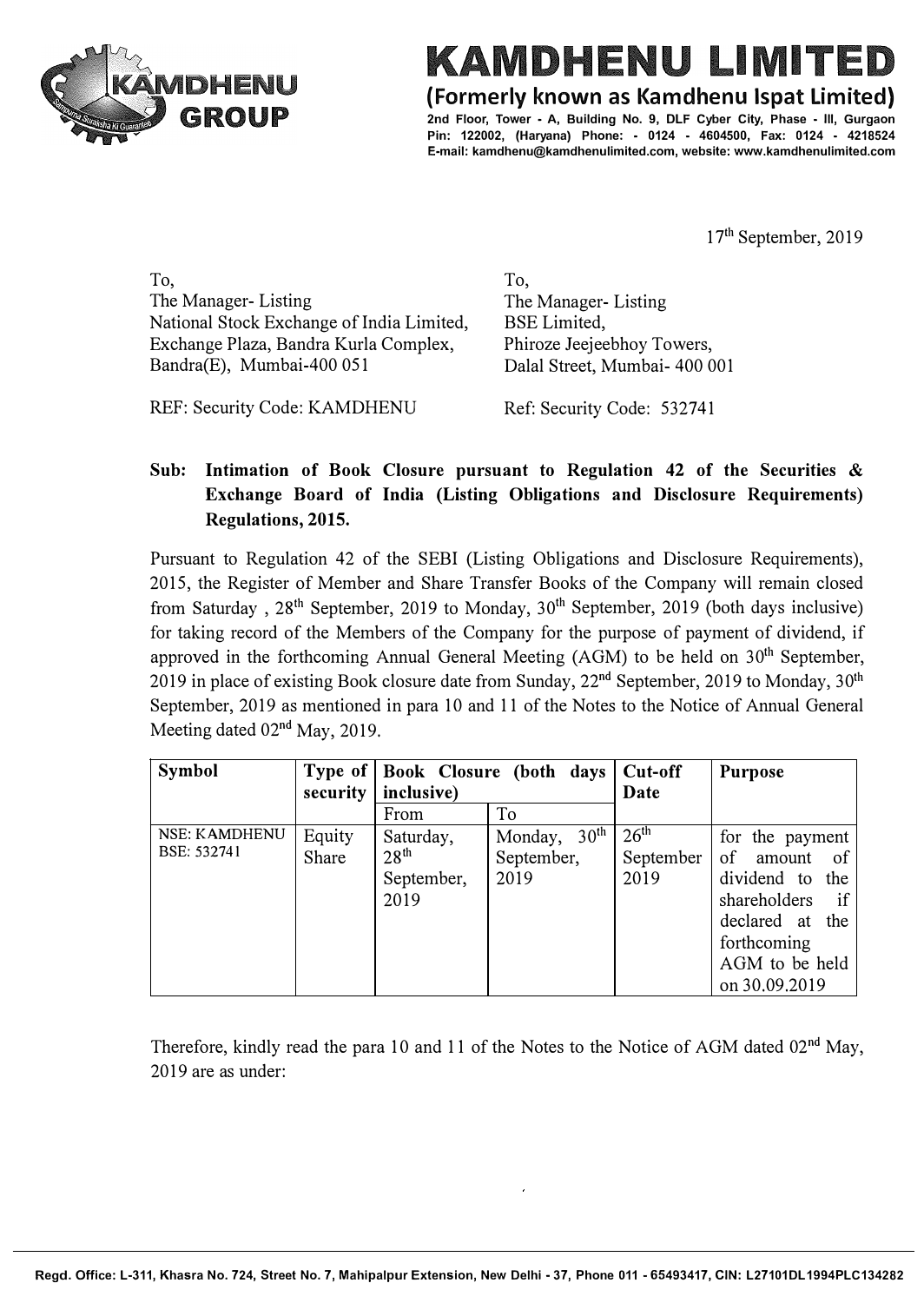# KAMDHENU LIMITED

**(Formerly known as Kamdhenu Ispat Limited)**

**2nd Floor, Tower - A, Building No. 9, DLF Cyber City, Phase - III, Gurgaon Pin: 122002, (Haryana) Phone: - 0124 - 4604500, Fax: 0124 - 4218524 E-mail: kamdhenu@kamdhenulimited.com, website: www.kamdhenulimited.com**

17th September, 2019

To,
The Manager- Listing
National Stock Exchange of India Limited,
Exchange Plaza, Bandra Kurla Complex,
Bandra(E), Mumbai-400 051

REF: Security Code: KAMDHENU

To,
The Manager- Listing
BSE Limited,
Phiroze Jeejeebhoy Towers,
Dalal Street, Mumbai- 400 001

Ref: Security Code: 532741

**Sub: Intimation of Book Closure pursuant to Regulation 42 of the Securities & Exchange Board of India (Listing Obligations and Disclosure Requirements) Regulations, 2015.**

Pursuant to Regulation 42 of the SEBI (Listing Obligations and Disclosure Requirements), 2015, the Register of Member and Share Transfer Books of the Company will remain closed from Saturday , 28th September, 2019 to Monday, 30th September, 2019 (both days inclusive) for taking record of the Members of the Company for the purpose of payment of dividend, if approved in the forthcoming Annual General Meeting (AGM) to be held on 30th September, 2019 in place of existing Book closure date from Sunday, 22nd September, 2019 to Monday, 30th September, 2019 as mentioned in para 10 and 11 of the Notes to the Notice of Annual General Meeting dated 02nd May, 2019.

| **Symbol** | **Type of security** | **Book Closure (both days inclusive)** | | **Cut-off Date** | **Purpose** |
|---|---|---|---|---|---|
| | | From | To | | |
| NSE: KAMDHENU BSE: 532741 | Equity Share | Saturday, 28th September, 2019 | Monday, 30th September, 2019 | 26th September 2019 | for the payment of amount of dividend to the shareholders if declared at the forthcoming AGM to be held on 30.09.2019 |

Therefore, kindly read the para 10 and 11 of the Notes to the Notice of AGM dated 02nd May, 2019 are as under:

Regd. Office: L-311, Khasra No. 724, Street No. 7, Mahipalpur Extension, New Delhi - 37, Phone 011 - 65493417, CIN: L27101DL1994PLC134282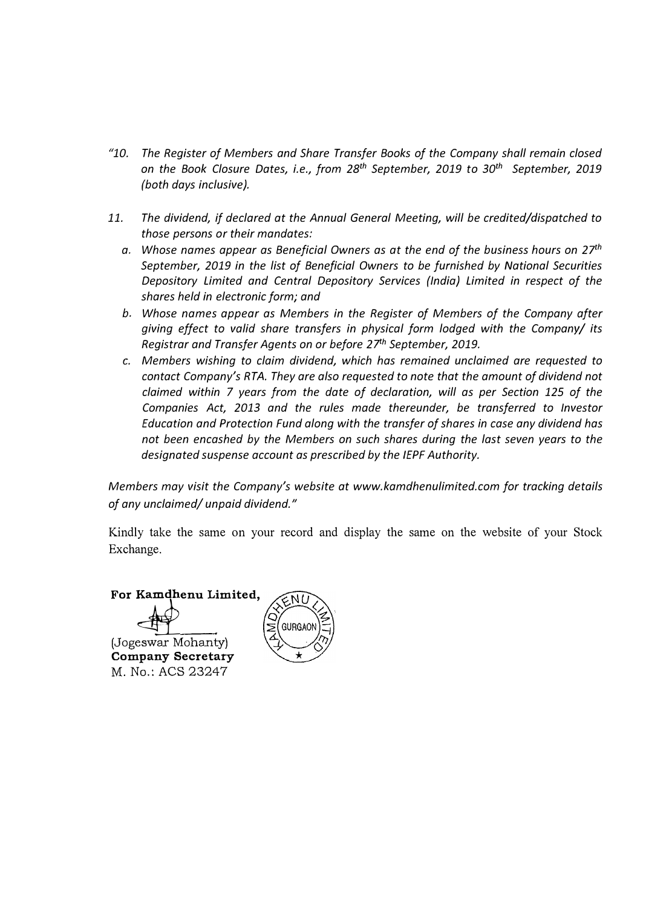*"10. The Register of Members and Share Transfer Books of the Company shall remain closed on the Book Closure Dates, i.e., from 28th September, 2019 to 30th September, 2019 (both days inclusive).*

*11. The dividend, if declared at the Annual General Meeting, will be credited/dispatched to those persons or their mandates:*

*a. Whose names appear as Beneficial Owners as at the end of the business hours on 27th September, 2019 in the list of Beneficial Owners to be furnished by National Securities Depository Limited and Central Depository Services (India) Limited in respect of the shares held in electronic form; and*

*b. Whose names appear as Members in the Register of Members of the Company after giving effect to valid share transfers in physical form lodged with the Company/ its Registrar and Transfer Agents on or before 27th September, 2019.*

*c. Members wishing to claim dividend, which has remained unclaimed are requested to contact Company's RTA. They are also requested to note that the amount of dividend not claimed within 7 years from the date of declaration, will as per Section 125 of the Companies Act, 2013 and the rules made thereunder, be transferred to Investor Education and Protection Fund along with the transfer of shares in case any dividend has not been encashed by the Members on such shares during the last seven years to the designated suspense account as prescribed by the IEPF Authority.*

*Members may visit the Company's website at www.kamdhenulimited.com for tracking details of any unclaimed/ unpaid dividend."*

Kindly take the same on your record and display the same on the website of your Stock Exchange.

**For Kamdhenu Limited,**

(Jogeswar Mohanty)
**Company Secretary**
M. No.: ACS 23247